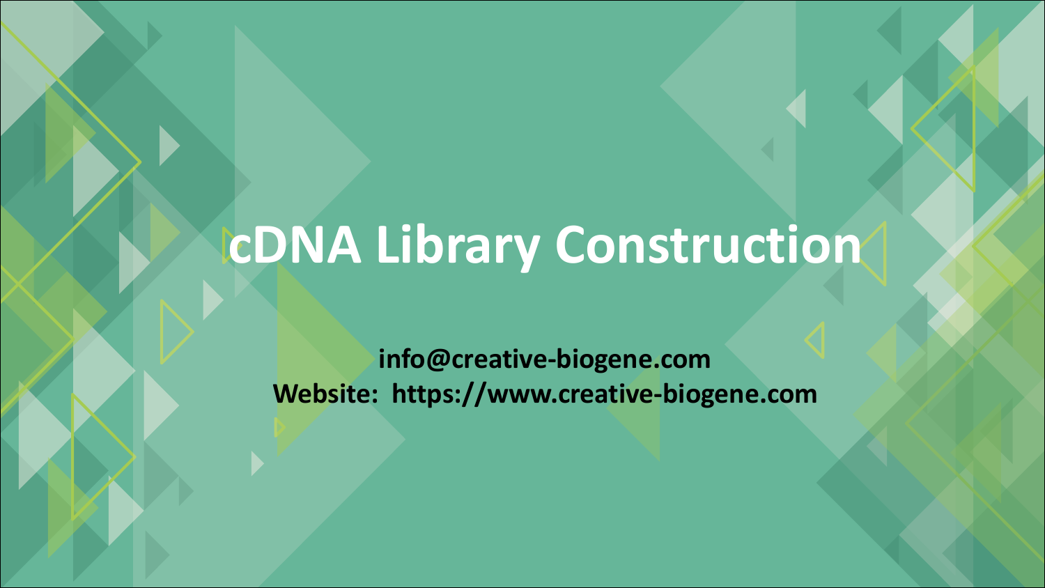# cDNA Library Construction

**info@creative-biogene.com**
**Website: https://www.creative-biogene.com**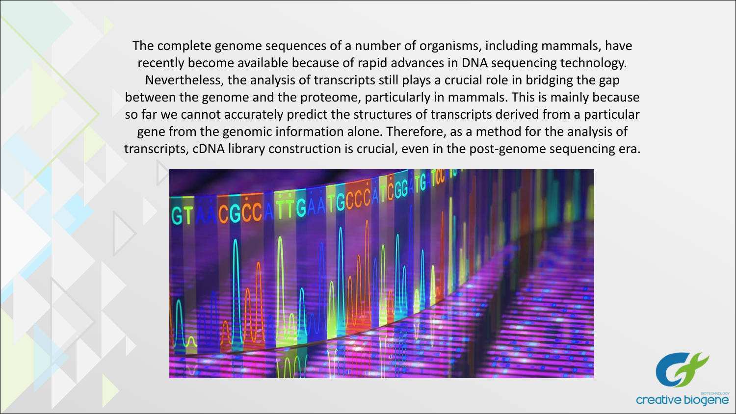The complete genome sequences of a number of organisms, including mammals, have recently become available because of rapid advances in DNA sequencing technology. Nevertheless, the analysis of transcripts still plays a crucial role in bridging the gap between the genome and the proteome, particularly in mammals. This is mainly because so far we cannot accurately predict the structures of transcripts derived from a particular gene from the genomic information alone. Therefore, as a method for the analysis of transcripts, cDNA library construction is crucial, even in the post-genome sequencing era.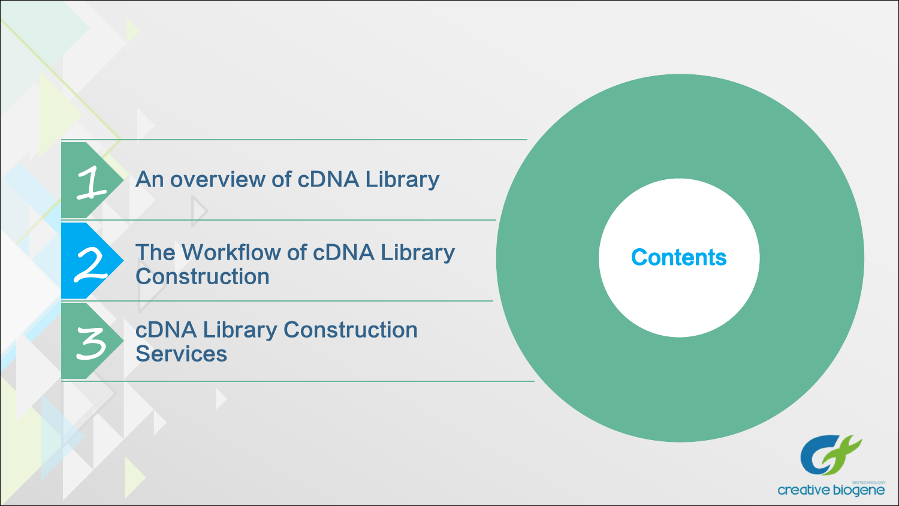# Contents

1. An overview of cDNA Library
2. The Workflow of cDNA Library Construction
3. cDNA Library Construction Services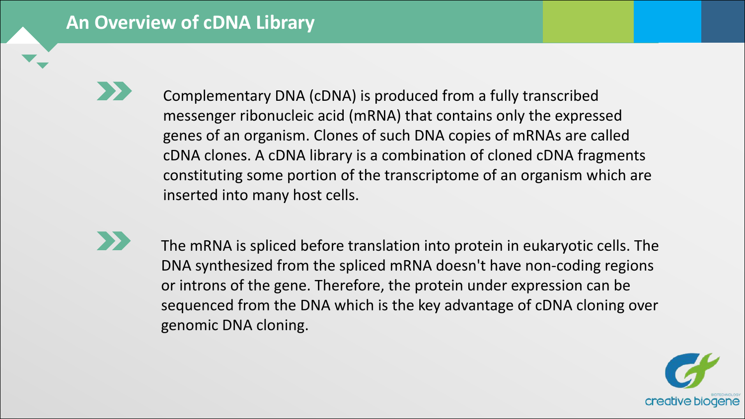# An Overview of cDNA Library

- Complementary DNA (cDNA) is produced from a fully transcribed messenger ribonucleic acid (mRNA) that contains only the expressed genes of an organism. Clones of such DNA copies of mRNAs are called cDNA clones. A cDNA library is a combination of cloned cDNA fragments constituting some portion of the transcriptome of an organism which are inserted into many host cells.

- The mRNA is spliced before translation into protein in eukaryotic cells. The DNA synthesized from the spliced mRNA doesn't have non-coding regions or introns of the gene. Therefore, the protein under expression can be sequenced from the DNA which is the key advantage of cDNA cloning over genomic DNA cloning.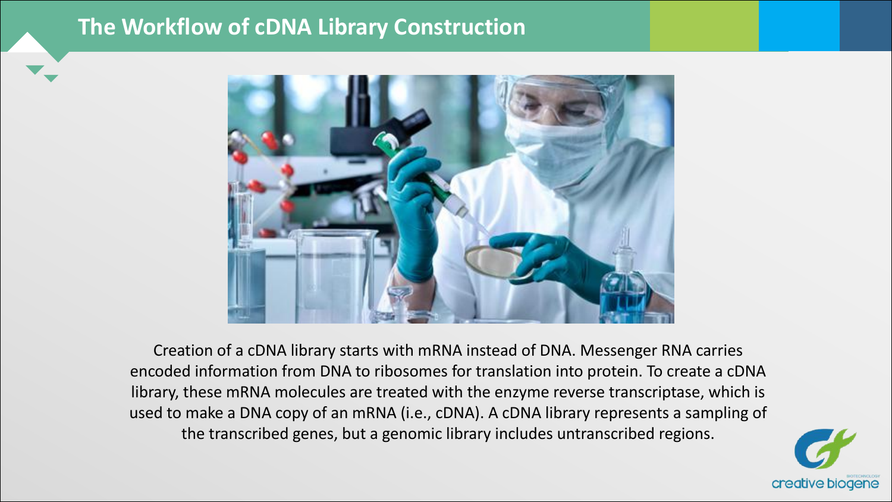# The Workflow of cDNA Library Construction

Creation of a cDNA library starts with mRNA instead of DNA. Messenger RNA carries encoded information from DNA to ribosomes for translation into protein. To create a cDNA library, these mRNA molecules are treated with the enzyme reverse transcriptase, which is used to make a DNA copy of an mRNA (i.e., cDNA). A cDNA library represents a sampling of the transcribed genes, but a genomic library includes untranscribed regions.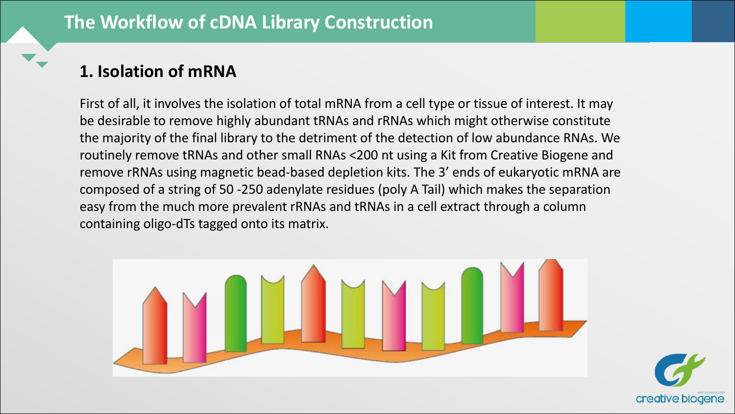# The Workflow of cDNA Library Construction

## 1. Isolation of mRNA

First of all, it involves the isolation of total mRNA from a cell type or tissue of interest. It may be desirable to remove highly abundant tRNAs and rRNAs which might otherwise constitute the majority of the final library to the detriment of the detection of low abundance RNAs. We routinely remove tRNAs and other small RNAs <200 nt using a Kit from Creative Biogene and remove rRNAs using magnetic bead-based depletion kits. The 3' ends of eukaryotic mRNA are composed of a string of 50 -250 adenylate residues (poly A Tail) which makes the separation easy from the much more prevalent rRNAs and tRNAs in a cell extract through a column containing oligo-dTs tagged onto its matrix.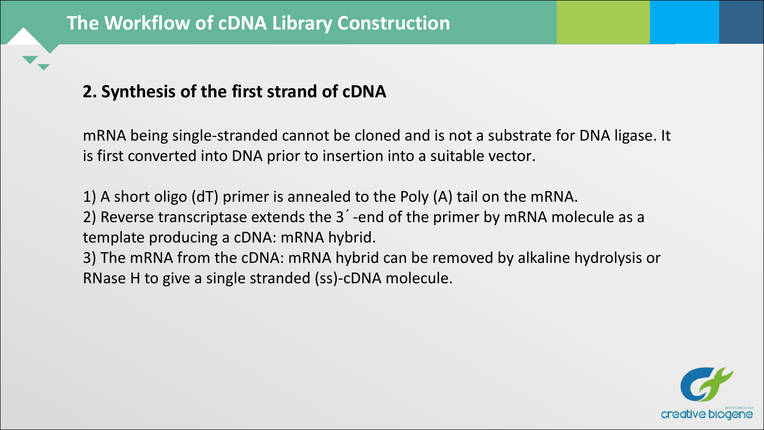# The Workflow of cDNA Library Construction

## 2. Synthesis of the first strand of cDNA

mRNA being single-stranded cannot be cloned and is not a substrate for DNA ligase. It is first converted into DNA prior to insertion into a suitable vector.

1) A short oligo (dT) primer is annealed to the Poly (A) tail on the mRNA.
2) Reverse transcriptase extends the 3´-end of the primer by mRNA molecule as a template producing a cDNA: mRNA hybrid.
3) The mRNA from the cDNA: mRNA hybrid can be removed by alkaline hydrolysis or RNase H to give a single stranded (ss)-cDNA molecule.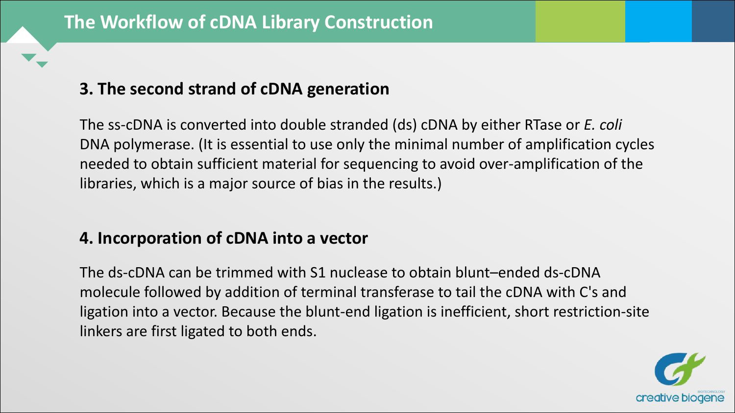# The Workflow of cDNA Library Construction

### 3. The second strand of cDNA generation

The ss-cDNA is converted into double stranded (ds) cDNA by either RTase or *E. coli* DNA polymerase. (It is essential to use only the minimal number of amplification cycles needed to obtain sufficient material for sequencing to avoid over-amplification of the libraries, which is a major source of bias in the results.)

### 4. Incorporation of cDNA into a vector

The ds-cDNA can be trimmed with S1 nuclease to obtain blunt–ended ds-cDNA molecule followed by addition of terminal transferase to tail the cDNA with C's and ligation into a vector. Because the blunt-end ligation is inefficient, short restriction-site linkers are first ligated to both ends.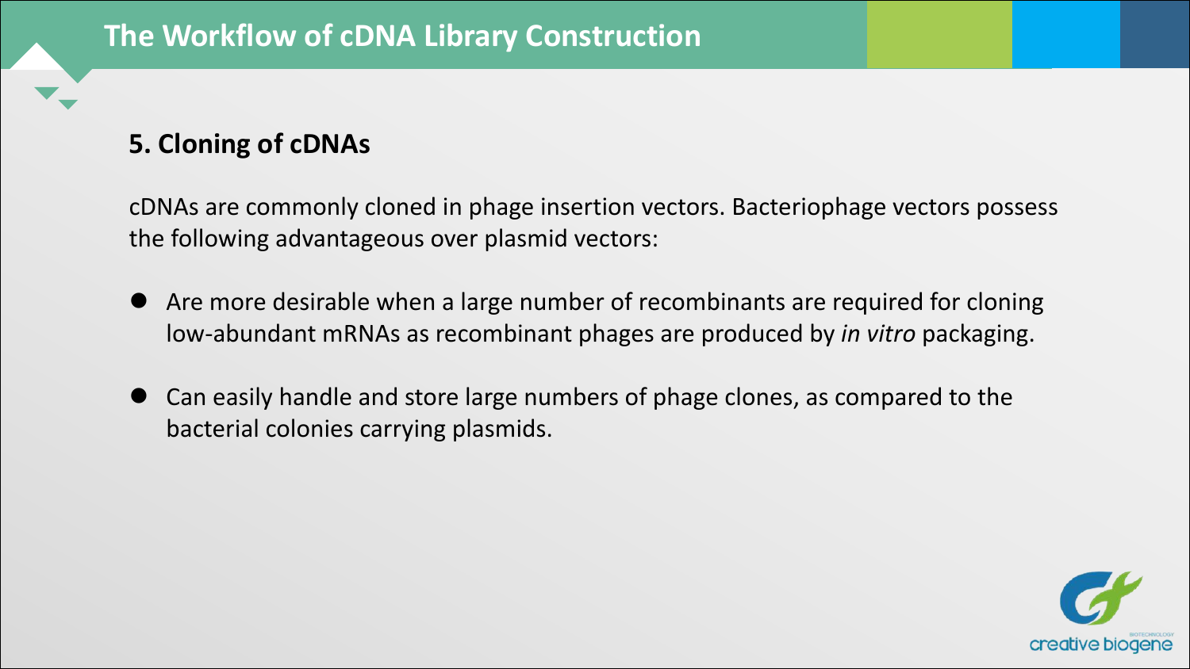# The Workflow of cDNA Library Construction

## 5. Cloning of cDNAs

cDNAs are commonly cloned in phage insertion vectors. Bacteriophage vectors possess the following advantageous over plasmid vectors:

- Are more desirable when a large number of recombinants are required for cloning low-abundant mRNAs as recombinant phages are produced by *in vitro* packaging.
- Can easily handle and store large numbers of phage clones, as compared to the bacterial colonies carrying plasmids.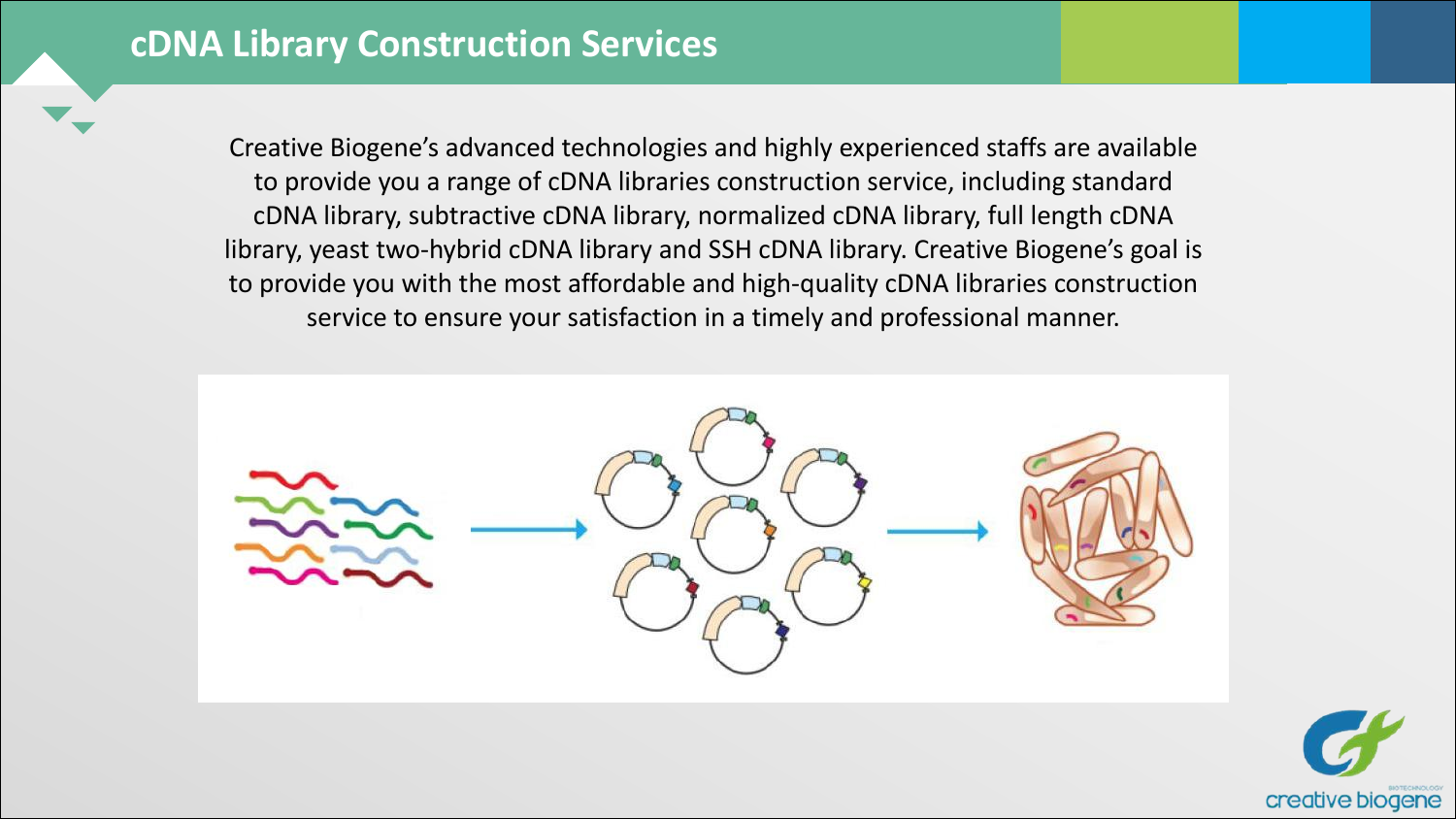# cDNA Library Construction Services

Creative Biogene's advanced technologies and highly experienced staffs are available to provide you a range of cDNA libraries construction service, including standard cDNA library, subtractive cDNA library, normalized cDNA library, full length cDNA library, yeast two-hybrid cDNA library and SSH cDNA library. Creative Biogene's goal is to provide you with the most affordable and high-quality cDNA libraries construction service to ensure your satisfaction in a timely and professional manner.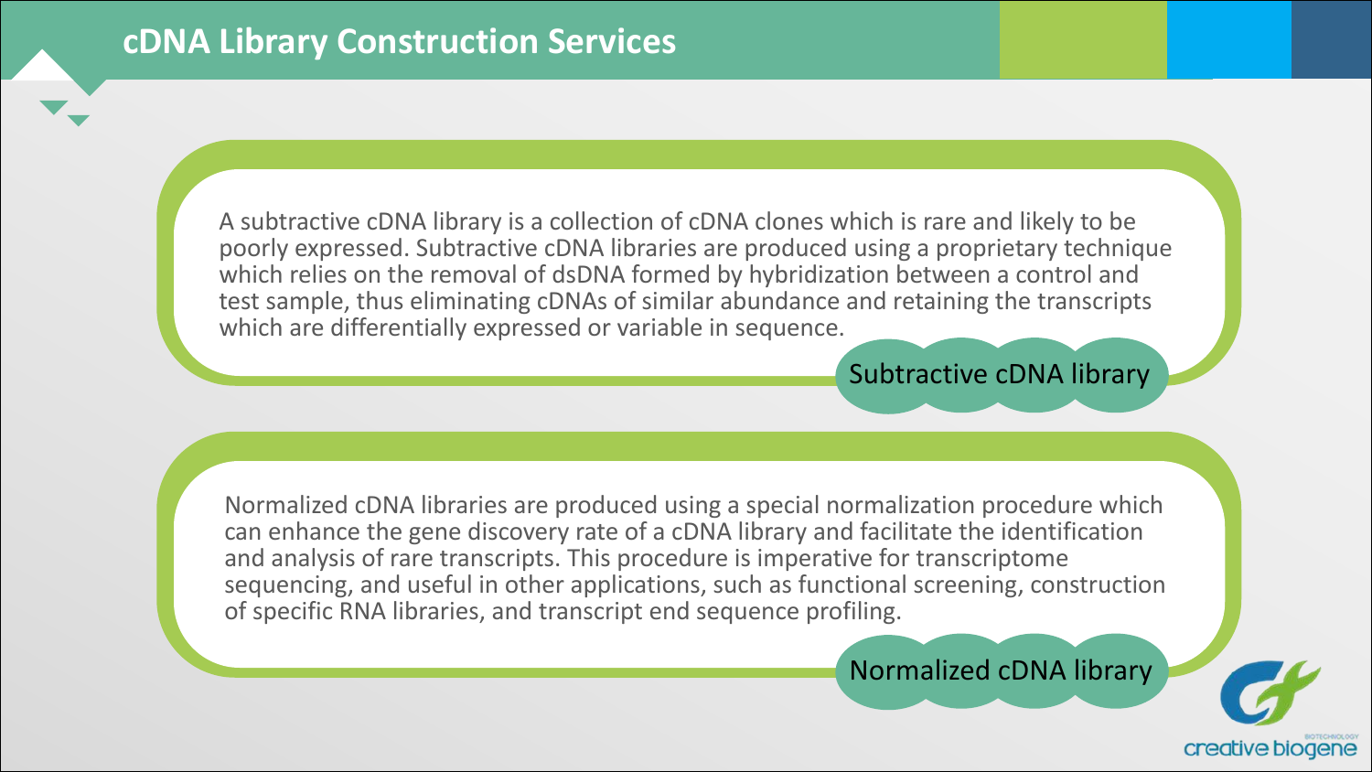# cDNA Library Construction Services

## Subtractive cDNA library

A subtractive cDNA library is a collection of cDNA clones which is rare and likely to be poorly expressed. Subtractive cDNA libraries are produced using a proprietary technique which relies on the removal of dsDNA formed by hybridization between a control and test sample, thus eliminating cDNAs of similar abundance and retaining the transcripts which are differentially expressed or variable in sequence.

## Normalized cDNA library

Normalized cDNA libraries are produced using a special normalization procedure which can enhance the gene discovery rate of a cDNA library and facilitate the identification and analysis of rare transcripts. This procedure is imperative for transcriptome sequencing, and useful in other applications, such as functional screening, construction of specific RNA libraries, and transcript end sequence profiling.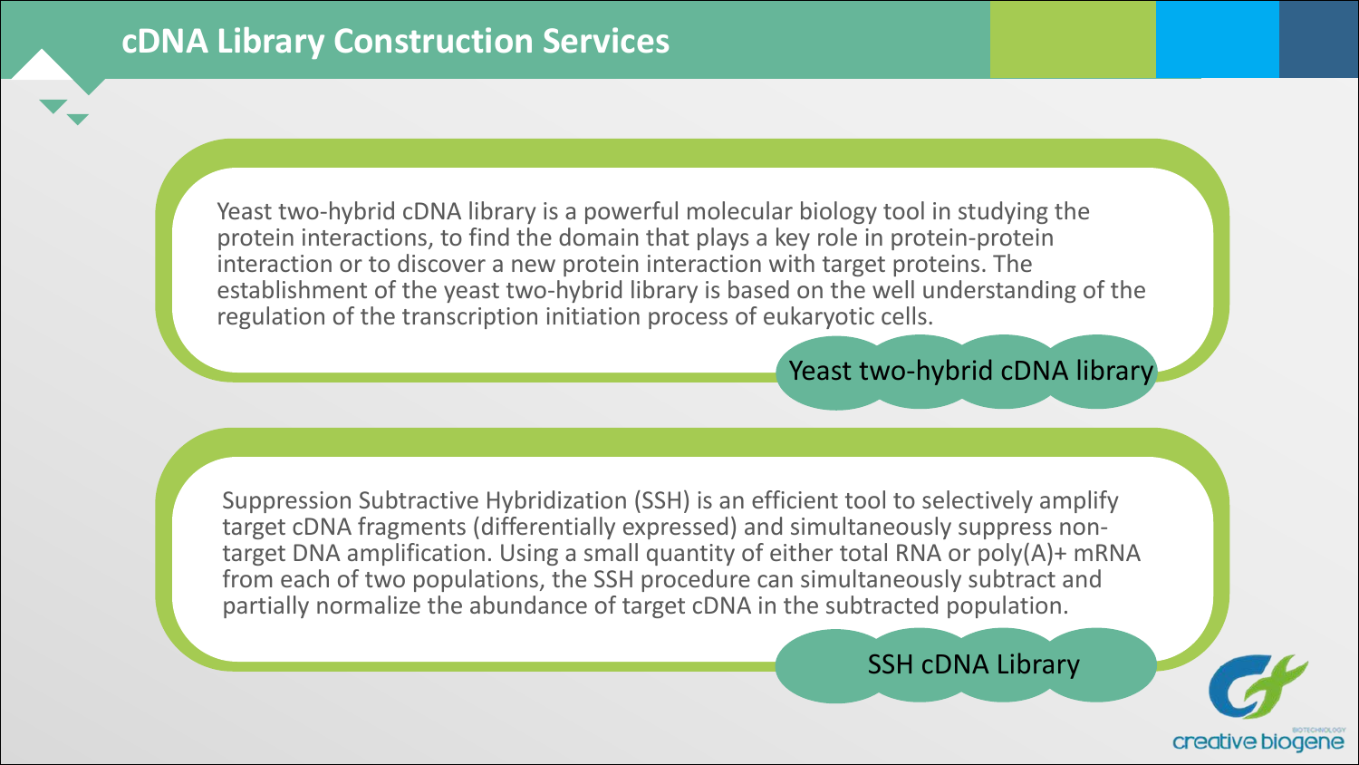# cDNA Library Construction Services

Yeast two-hybrid cDNA library is a powerful molecular biology tool in studying the protein interactions, to find the domain that plays a key role in protein-protein interaction or to discover a new protein interaction with target proteins. The establishment of the yeast two-hybrid library is based on the well understanding of the regulation of the transcription initiation process of eukaryotic cells.

**Yeast two-hybrid cDNA library**

Suppression Subtractive Hybridization (SSH) is an efficient tool to selectively amplify target cDNA fragments (differentially expressed) and simultaneously suppress non-target DNA amplification. Using a small quantity of either total RNA or poly(A)+ mRNA from each of two populations, the SSH procedure can simultaneously subtract and partially normalize the abundance of target cDNA in the subtracted population.

**SSH cDNA Library**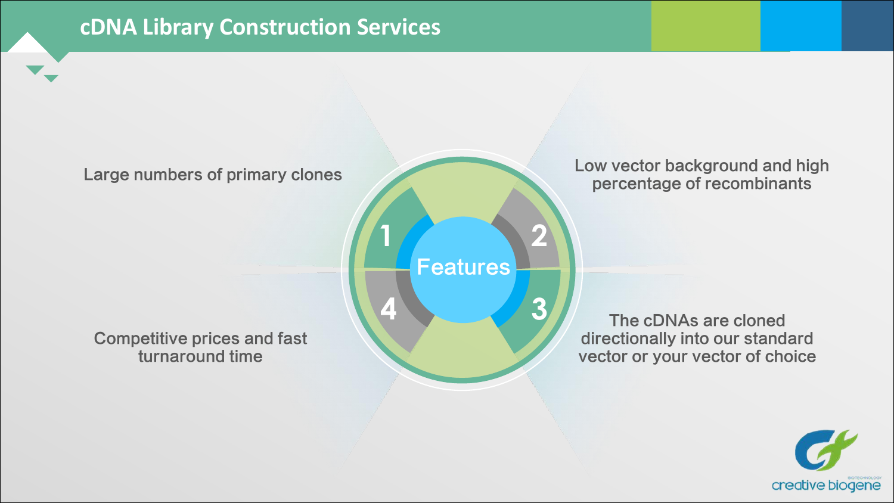# cDNA Library Construction Services

## Features

1. Large numbers of primary clones
2. Low vector background and high percentage of recombinants
3. The cDNAs are cloned directionally into our standard vector or your vector of choice
4. Competitive prices and fast turnaround time

creative biogene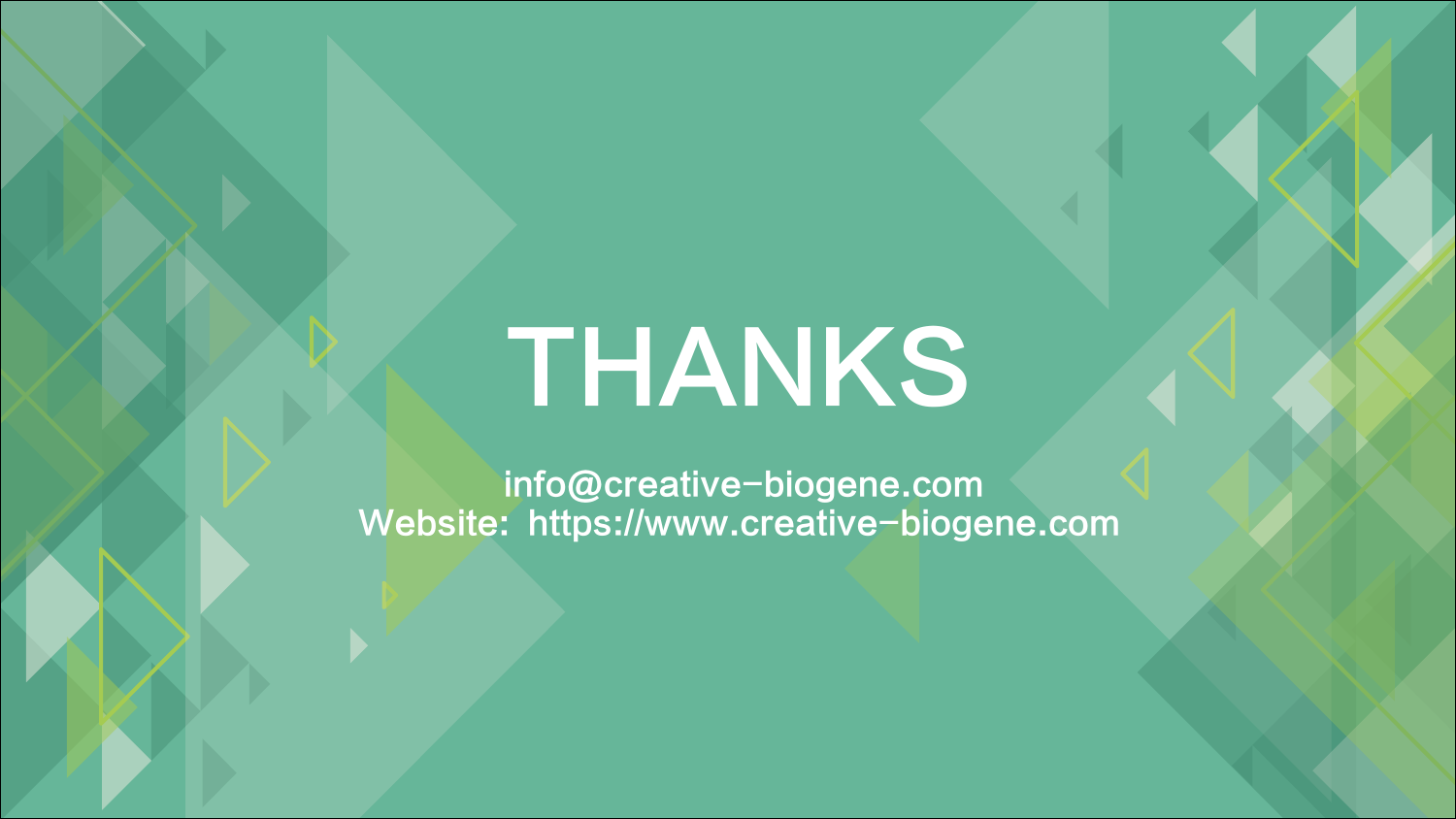# THANKS

info@creative-biogene.com
Website: https://www.creative-biogene.com